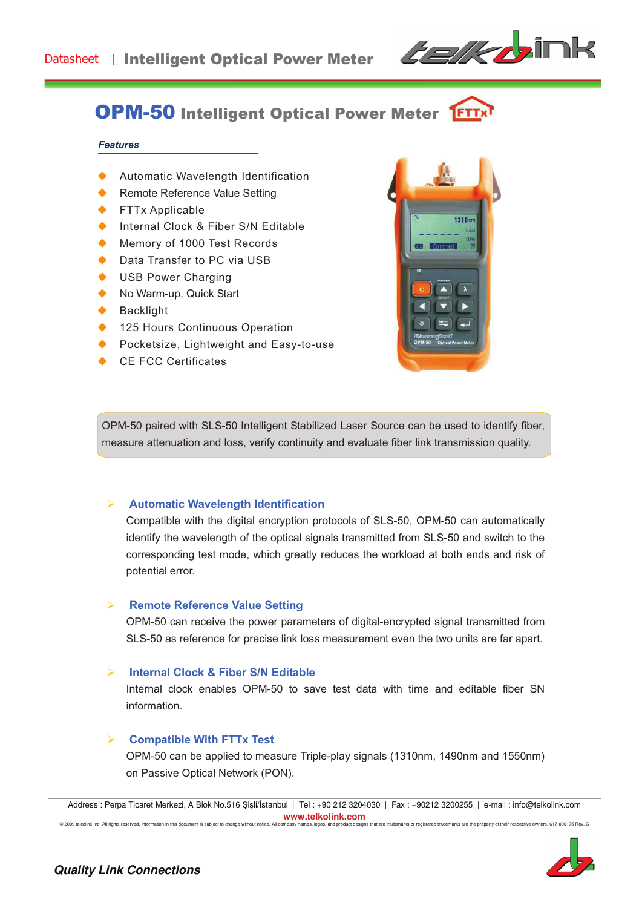# OPM-50 Intelligent Optical Power Meter

### *Features*

- Automatic Wavelength Identification
- Remote Reference Value Setting
- FTTx Applicable
- Internal Clock & Fiber S/N Editable
- Memory of 1000 Test Records
- Data Transfer to PC via USB
- USB Power Charging
- No Warm-up, Quick Start
- Backlight
- 125 Hours Continuous Operation
- Pocketsize, Lightweight and Easy-to-use
- CE FCC Certificates

OPM-50 paired with SLS-50 Intelligent Stabilized Laser Source can be used to identify fiber, measure attenuation and loss, verify continuity and evaluate fiber link transmission quality.

### Automatic Wavelength Identification

Compatible with the digital encryption protocols of SLS-50, OPM-50 can automatically identify the wavelength of the optical signals transmitted from SLS-50 and switch to the corresponding test mode, which greatly reduces the workload at both ends and risk of potential error.

### Remote Reference Value Setting

OPM-50 can receive the power parameters of digital-encrypted signal transmitted from SLS-50 as reference for precise link loss measurement even the two units are far apart.

### Internal Clock & Fiber S/N Editable

Internal clock enables OPM-50 to save test data with time and editable fiber SN information.

### Compatible With FTTx Test

OPM-50 can be applied to measure Triple-play signals (1310nm, 1490nm and 1550nm) on Passive Optical Network (PON).

Address : Perpa Ticaret Merkezi, A Blok No.516 Şişli/İstanbul | Tel : +90 212 3204030 | Fax : +90212 3200255 | e-mail : info@telkolink.com
**www.telkolink.com**
© 2009 telcolink Inc. All rights reserved. Information in this document is subject to change without notice. All company names, logos, and product designs that are trademarks or registered trademarks are the property of their respective owners. 617-000175 Rev. C

***Quality Link Connections***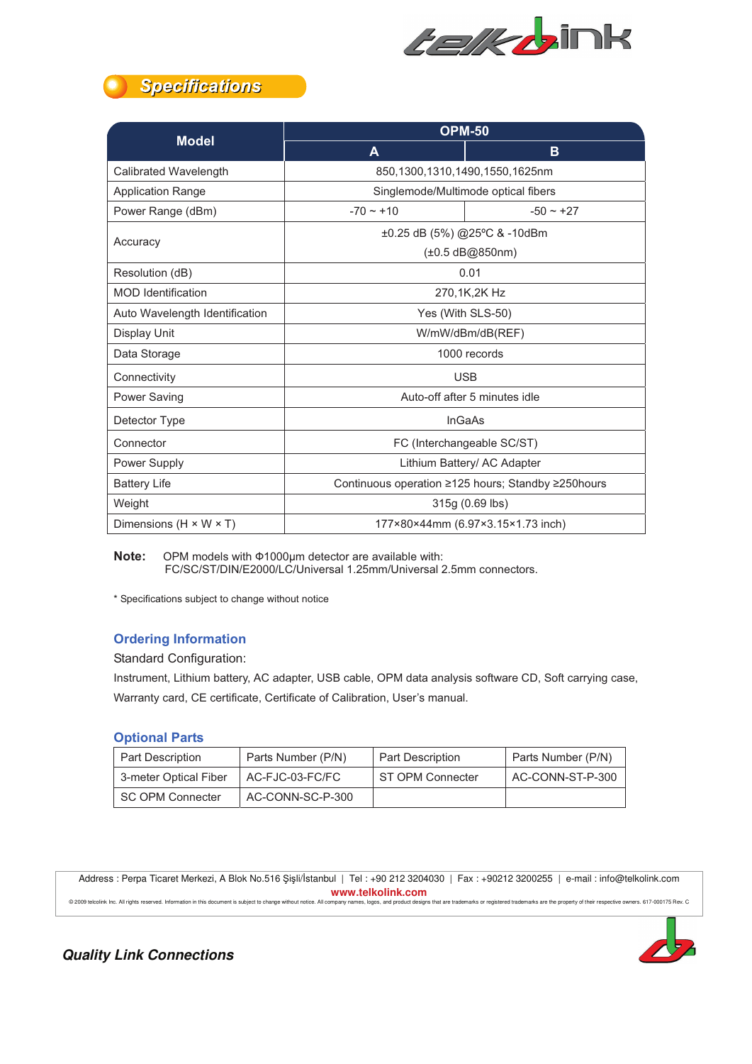## Specifications

| Model | OPM-50 | |
|---|---|---|
| | A | B |
| Calibrated Wavelength | 850,1300,1310,1490,1550,1625nm | |
| Application Range | Singlemode/Multimode optical fibers | |
| Power Range (dBm) | -70 ~ +10 | -50 ~ +27 |
| Accuracy | ±0.25 dB (5%) @25ºC & -10dBm (±0.5 dB@850nm) | |
| Resolution (dB) | 0.01 | |
| MOD Identification | 270,1K,2K Hz | |
| Auto Wavelength Identification | Yes (With SLS-50) | |
| Display Unit | W/mW/dBm/dB(REF) | |
| Data Storage | 1000 records | |
| Connectivity | USB | |
| Power Saving | Auto-off after 5 minutes idle | |
| Detector Type | InGaAs | |
| Connector | FC (Interchangeable SC/ST) | |
| Power Supply | Lithium Battery/ AC Adapter | |
| Battery Life | Continuous operation ≥125 hours; Standby ≥250hours | |
| Weight | 315g (0.69 lbs) | |
| Dimensions (H × W × T) | 177×80×44mm (6.97×3.15×1.73 inch) | |

**Note:** OPM models with Φ1000μm detector are available with:
FC/SC/ST/DIN/E2000/LC/Universal 1.25mm/Universal 2.5mm connectors.

* Specifications subject to change without notice

### Ordering Information

Standard Configuration:

Instrument, Lithium battery, AC adapter, USB cable, OPM data analysis software CD, Soft carrying case, Warranty card, CE certificate, Certificate of Calibration, User's manual.

### Optional Parts

| Part Description | Parts Number (P/N) | Part Description | Parts Number (P/N) |
|---|---|---|---|
| 3-meter Optical Fiber | AC-FJC-03-FC/FC | ST OPM Connecter | AC-CONN-ST-P-300 |
| SC OPM Connecter | AC-CONN-SC-P-300 | | |

Address : Perpa Ticaret Merkezi, A Blok No.516 Şişli/İstanbul | Tel : +90 212 3204030 | Fax : +90212 3200255 | e-mail : info@telkolink.com

www.telkolink.com

© 2009 telcolink Inc. All rights reserved. Information in this document is subject to change without notice. All company names, logos, and product designs that are trademarks or registered trademarks are the property of their respective owners. 617-000175 Rev. C

***Quality Link Connections***